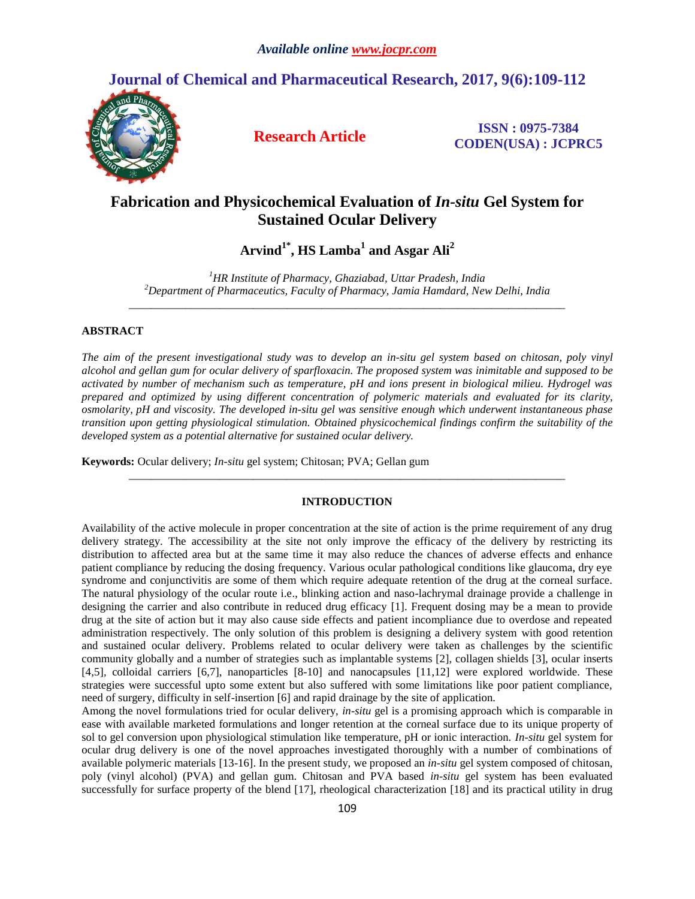# Fabrication and Physicochemical Evaluation of *In-situ* Gel System for Sustained Ocular Delivery

**Arvind[1*], HS Lamba[1] and Asgar Ali[2]**

*[1]HR Institute of Pharmacy, Ghaziabad, Uttar Pradesh, India*
*[2]Department of Pharmaceutics, Faculty of Pharmacy, Jamia Hamdard, New Delhi, India*

---

## ABSTRACT

*The aim of the present investigational study was to develop an in-situ gel system based on chitosan, poly vinyl alcohol and gellan gum for ocular delivery of sparfloxacin. The proposed system was inimitable and supposed to be activated by number of mechanism such as temperature, pH and ions present in biological milieu. Hydrogel was prepared and optimized by using different concentration of polymeric materials and evaluated for its clarity, osmolarity, pH and viscosity. The developed in-situ gel was sensitive enough which underwent instantaneous phase transition upon getting physiological stimulation. Obtained physicochemical findings confirm the suitability of the developed system as a potential alternative for sustained ocular delivery.*

**Keywords:** Ocular delivery; *In-situ* gel system; Chitosan; PVA; Gellan gum

---

## INTRODUCTION

Availability of the active molecule in proper concentration at the site of action is the prime requirement of any drug delivery strategy. The accessibility at the site not only improve the efficacy of the delivery by restricting its distribution to affected area but at the same time it may also reduce the chances of adverse effects and enhance patient compliance by reducing the dosing frequency. Various ocular pathological conditions like glaucoma, dry eye syndrome and conjunctivitis are some of them which require adequate retention of the drug at the corneal surface. The natural physiology of the ocular route i.e., blinking action and naso-lachrymal drainage provide a challenge in designing the carrier and also contribute in reduced drug efficacy [1]. Frequent dosing may be a mean to provide drug at the site of action but it may also cause side effects and patient incompliance due to overdose and repeated administration respectively. The only solution of this problem is designing a delivery system with good retention and sustained ocular delivery. Problems related to ocular delivery were taken as challenges by the scientific community globally and a number of strategies such as implantable systems [2], collagen shields [3], ocular inserts [4,5], colloidal carriers [6,7], nanoparticles [8-10] and nanocapsules [11,12] were explored worldwide. These strategies were successful upto some extent but also suffered with some limitations like poor patient compliance, need of surgery, difficulty in self-insertion [6] and rapid drainage by the site of application.

Among the novel formulations tried for ocular delivery, *in-situ* gel is a promising approach which is comparable in ease with available marketed formulations and longer retention at the corneal surface due to its unique property of sol to gel conversion upon physiological stimulation like temperature, pH or ionic interaction. *In-situ* gel system for ocular drug delivery is one of the novel approaches investigated thoroughly with a number of combinations of available polymeric materials [13-16]. In the present study, we proposed an *in-situ* gel system composed of chitosan, poly (vinyl alcohol) (PVA) and gellan gum. Chitosan and PVA based *in-situ* gel system has been evaluated successfully for surface property of the blend [17], rheological characterization [18] and its practical utility in drug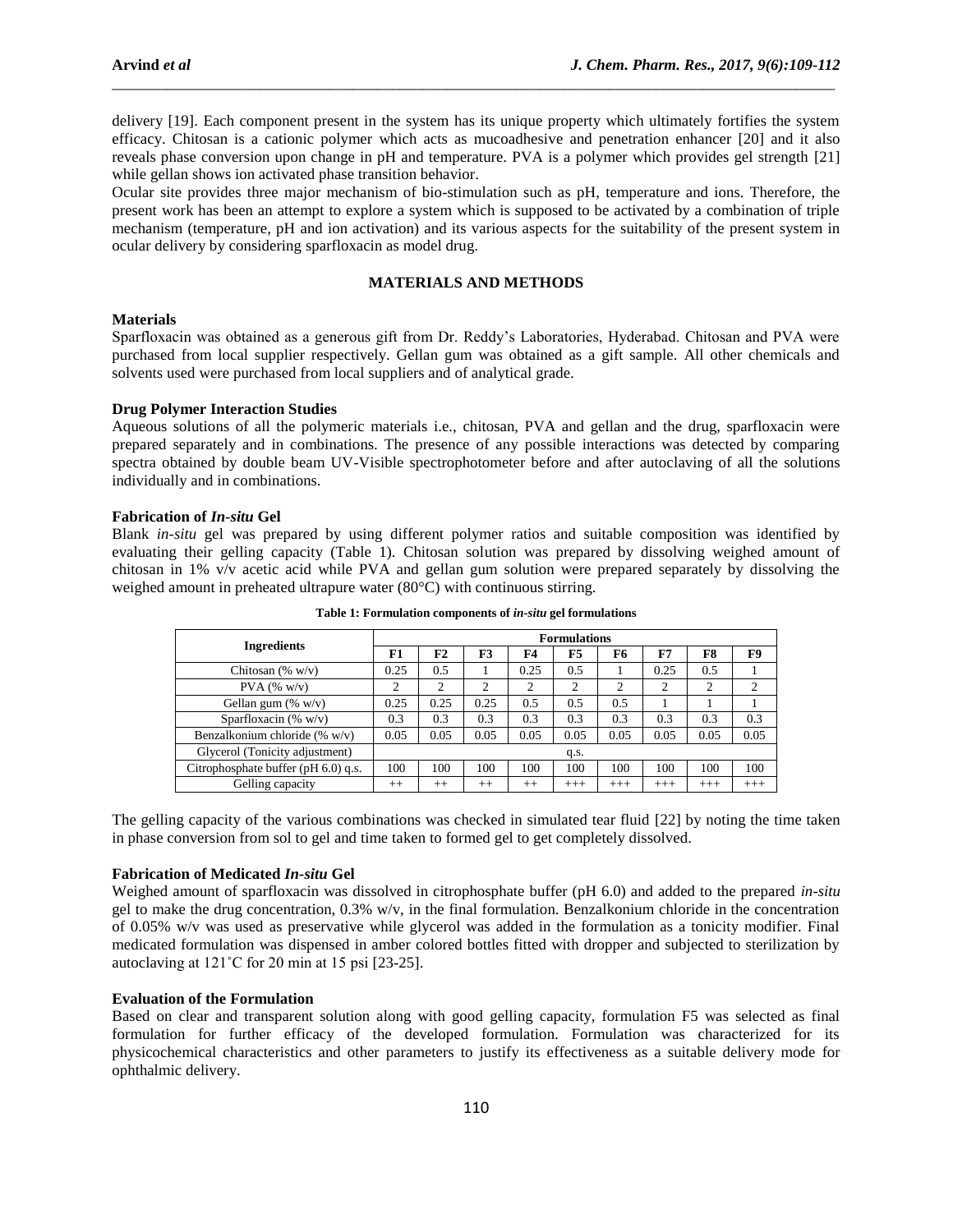delivery [19]. Each component present in the system has its unique property which ultimately fortifies the system efficacy. Chitosan is a cationic polymer which acts as mucoadhesive and penetration enhancer [20] and it also reveals phase conversion upon change in pH and temperature. PVA is a polymer which provides gel strength [21] while gellan shows ion activated phase transition behavior.

Ocular site provides three major mechanism of bio-stimulation such as pH, temperature and ions. Therefore, the present work has been an attempt to explore a system which is supposed to be activated by a combination of triple mechanism (temperature, pH and ion activation) and its various aspects for the suitability of the present system in ocular delivery by considering sparfloxacin as model drug.

## MATERIALS AND METHODS

### Materials

Sparfloxacin was obtained as a generous gift from Dr. Reddy's Laboratories, Hyderabad. Chitosan and PVA were purchased from local supplier respectively. Gellan gum was obtained as a gift sample. All other chemicals and solvents used were purchased from local suppliers and of analytical grade.

### Drug Polymer Interaction Studies

Aqueous solutions of all the polymeric materials i.e., chitosan, PVA and gellan and the drug, sparfloxacin were prepared separately and in combinations. The presence of any possible interactions was detected by comparing spectra obtained by double beam UV-Visible spectrophotometer before and after autoclaving of all the solutions individually and in combinations.

### Fabrication of *In-situ* Gel

Blank *in-situ* gel was prepared by using different polymer ratios and suitable composition was identified by evaluating their gelling capacity (Table 1). Chitosan solution was prepared by dissolving weighed amount of chitosan in 1% v/v acetic acid while PVA and gellan gum solution were prepared separately by dissolving the weighed amount in preheated ultrapure water (80°C) with continuous stirring.

**Table 1: Formulation components of *in-situ* gel formulations**

| Ingredients | Formulations | | | | | | | | |
|---|---|---|---|---|---|---|---|---|---|
| | F1 | F2 | F3 | F4 | F5 | F6 | F7 | F8 | F9 |
| Chitosan (% w/v) | 0.25 | 0.5 | 1 | 0.25 | 0.5 | 1 | 0.25 | 0.5 | 1 |
| PVA (% w/v) | 2 | 2 | 2 | 2 | 2 | 2 | 2 | 2 | 2 |
| Gellan gum (% w/v) | 0.25 | 0.25 | 0.25 | 0.5 | 0.5 | 0.5 | 1 | 1 | 1 |
| Sparfloxacin (% w/v) | 0.3 | 0.3 | 0.3 | 0.3 | 0.3 | 0.3 | 0.3 | 0.3 | 0.3 |
| Benzalkonium chloride (% w/v) | 0.05 | 0.05 | 0.05 | 0.05 | 0.05 | 0.05 | 0.05 | 0.05 | 0.05 |
| Glycerol (Tonicity adjustment) | q.s. | | | | | | | | |
| Citrophosphate buffer (pH 6.0) q.s. | 100 | 100 | 100 | 100 | 100 | 100 | 100 | 100 | 100 |
| Gelling capacity | ++ | ++ | ++ | ++ | +++ | +++ | +++ | +++ | +++ |

The gelling capacity of the various combinations was checked in simulated tear fluid [22] by noting the time taken in phase conversion from sol to gel and time taken to formed gel to get completely dissolved.

### Fabrication of Medicated *In-situ* Gel

Weighed amount of sparfloxacin was dissolved in citrophosphate buffer (pH 6.0) and added to the prepared *in-situ* gel to make the drug concentration, 0.3% w/v, in the final formulation. Benzalkonium chloride in the concentration of 0.05% w/v was used as preservative while glycerol was added in the formulation as a tonicity modifier. Final medicated formulation was dispensed in amber colored bottles fitted with dropper and subjected to sterilization by autoclaving at 121˚C for 20 min at 15 psi [23-25].

### Evaluation of the Formulation

Based on clear and transparent solution along with good gelling capacity, formulation F5 was selected as final formulation for further efficacy of the developed formulation. Formulation was characterized for its physicochemical characteristics and other parameters to justify its effectiveness as a suitable delivery mode for ophthalmic delivery.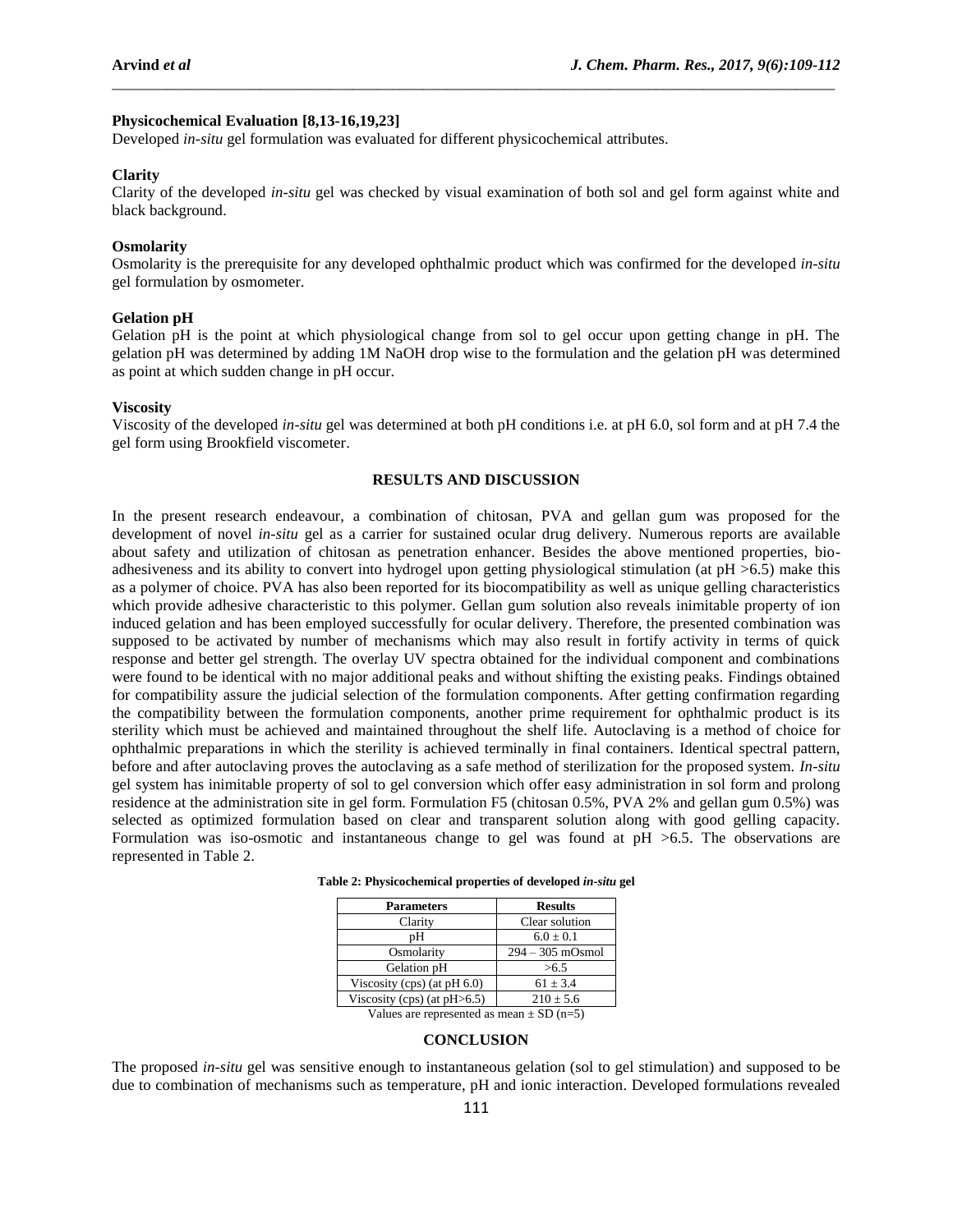**Physicochemical Evaluation [8,13-16,19,23]**

Developed *in-situ* gel formulation was evaluated for different physicochemical attributes.

**Clarity**

Clarity of the developed *in-situ* gel was checked by visual examination of both sol and gel form against white and black background.

**Osmolarity**

Osmolarity is the prerequisite for any developed ophthalmic product which was confirmed for the developed *in-situ* gel formulation by osmometer.

**Gelation pH**

Gelation pH is the point at which physiological change from sol to gel occur upon getting change in pH. The gelation pH was determined by adding 1M NaOH drop wise to the formulation and the gelation pH was determined as point at which sudden change in pH occur.

**Viscosity**

Viscosity of the developed *in-situ* gel was determined at both pH conditions i.e. at pH 6.0, sol form and at pH 7.4 the gel form using Brookfield viscometer.

## RESULTS AND DISCUSSION

In the present research endeavour, a combination of chitosan, PVA and gellan gum was proposed for the development of novel *in-situ* gel as a carrier for sustained ocular drug delivery. Numerous reports are available about safety and utilization of chitosan as penetration enhancer. Besides the above mentioned properties, bio-adhesiveness and its ability to convert into hydrogel upon getting physiological stimulation (at pH >6.5) make this as a polymer of choice. PVA has also been reported for its biocompatibility as well as unique gelling characteristics which provide adhesive characteristic to this polymer. Gellan gum solution also reveals inimitable property of ion induced gelation and has been employed successfully for ocular delivery. Therefore, the presented combination was supposed to be activated by number of mechanisms which may also result in fortify activity in terms of quick response and better gel strength. The overlay UV spectra obtained for the individual component and combinations were found to be identical with no major additional peaks and without shifting the existing peaks. Findings obtained for compatibility assure the judicial selection of the formulation components. After getting confirmation regarding the compatibility between the formulation components, another prime requirement for ophthalmic product is its sterility which must be achieved and maintained throughout the shelf life. Autoclaving is a method of choice for ophthalmic preparations in which the sterility is achieved terminally in final containers. Identical spectral pattern, before and after autoclaving proves the autoclaving as a safe method of sterilization for the proposed system. *In-situ* gel system has inimitable property of sol to gel conversion which offer easy administration in sol form and prolong residence at the administration site in gel form. Formulation F5 (chitosan 0.5%, PVA 2% and gellan gum 0.5%) was selected as optimized formulation based on clear and transparent solution along with good gelling capacity. Formulation was iso-osmotic and instantaneous change to gel was found at pH >6.5. The observations are represented in Table 2.

**Table 2: Physicochemical properties of developed *in-situ* gel**

| Parameters | Results |
|---|---|
| Clarity | Clear solution |
| pH | 6.0 ± 0.1 |
| Osmolarity | 294 – 305 mOsmol |
| Gelation pH | >6.5 |
| Viscosity (cps) (at pH 6.0) | 61 ± 3.4 |
| Viscosity (cps) (at pH>6.5) | 210 ± 5.6 |

Values are represented as mean ± SD (n=5)

## CONCLUSION

The proposed *in-situ* gel was sensitive enough to instantaneous gelation (sol to gel stimulation) and supposed to be due to combination of mechanisms such as temperature, pH and ionic interaction. Developed formulations revealed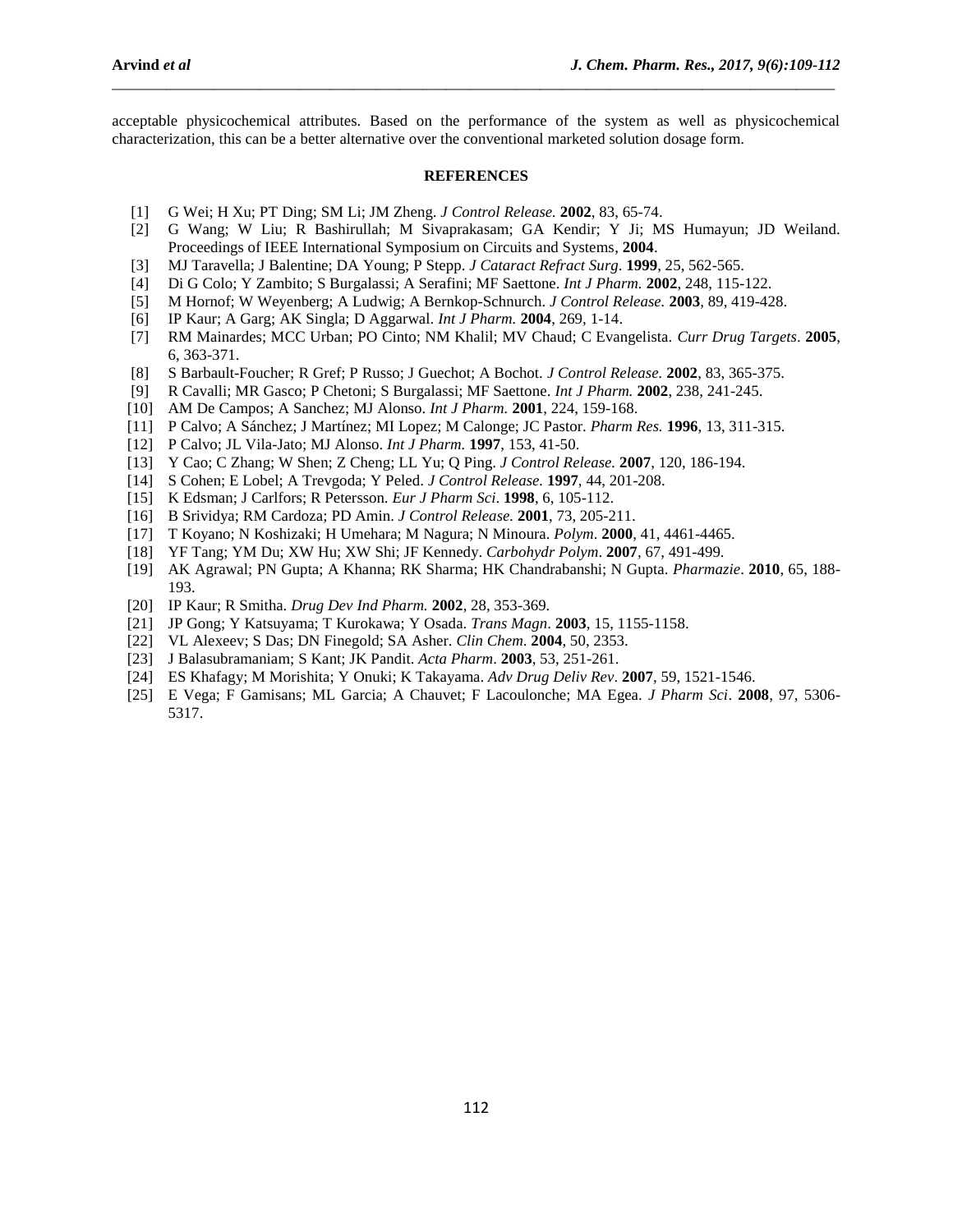acceptable physicochemical attributes. Based on the performance of the system as well as physicochemical characterization, this can be a better alternative over the conventional marketed solution dosage form.

## REFERENCES

[1] G Wei; H Xu; PT Ding; SM Li; JM Zheng. *J Control Release.* **2002**, 83, 65-74.
[2] G Wang; W Liu; R Bashirullah; M Sivaprakasam; GA Kendir; Y Ji; MS Humayun; JD Weiland. Proceedings of IEEE International Symposium on Circuits and Systems, **2004**.
[3] MJ Taravella; J Balentine; DA Young; P Stepp. *J Cataract Refract Surg*. **1999**, 25, 562-565.
[4] Di G Colo; Y Zambito; S Burgalassi; A Serafini; MF Saettone. *Int J Pharm.* **2002**, 248, 115-122.
[5] M Hornof; W Weyenberg; A Ludwig; A Bernkop-Schnurch. *J Control Release.* **2003**, 89, 419-428.
[6] IP Kaur; A Garg; AK Singla; D Aggarwal. *Int J Pharm.* **2004**, 269, 1-14.
[7] RM Mainardes; MCC Urban; PO Cinto; NM Khalil; MV Chaud; C Evangelista. *Curr Drug Targets*. **2005**, 6, 363-371.
[8] S Barbault-Foucher; R Gref; P Russo; J Guechot; A Bochot. *J Control Release.* **2002**, 83, 365-375.
[9] R Cavalli; MR Gasco; P Chetoni; S Burgalassi; MF Saettone. *Int J Pharm.* **2002**, 238, 241-245.
[10] AM De Campos; A Sanchez; MJ Alonso. *Int J Pharm.* **2001**, 224, 159-168.
[11] P Calvo; A Sánchez; J Martínez; MI Lopez; M Calonge; JC Pastor. *Pharm Res.* **1996**, 13, 311-315.
[12] P Calvo; JL Vila-Jato; MJ Alonso. *Int J Pharm.* **1997**, 153, 41-50.
[13] Y Cao; C Zhang; W Shen; Z Cheng; LL Yu; Q Ping. *J Control Release.* **2007**, 120, 186-194.
[14] S Cohen; E Lobel; A Trevgoda; Y Peled. *J Control Release.* **1997**, 44, 201-208.
[15] K Edsman; J Carlfors; R Petersson. *Eur J Pharm Sci*. **1998**, 6, 105-112.
[16] B Srividya; RM Cardoza; PD Amin. *J Control Release.* **2001**, 73, 205-211.
[17] T Koyano; N Koshizaki; H Umehara; M Nagura; N Minoura. *Polym*. **2000**, 41, 4461-4465.
[18] YF Tang; YM Du; XW Hu; XW Shi; JF Kennedy. *Carbohydr Polym*. **2007**, 67, 491-499.
[19] AK Agrawal; PN Gupta; A Khanna; RK Sharma; HK Chandrabanshi; N Gupta. *Pharmazie*. **2010**, 65, 188-193.
[20] IP Kaur; R Smitha. *Drug Dev Ind Pharm.* **2002**, 28, 353-369.
[21] JP Gong; Y Katsuyama; T Kurokawa; Y Osada. *Trans Magn*. **2003**, 15, 1155-1158.
[22] VL Alexeev; S Das; DN Finegold; SA Asher. *Clin Chem*. **2004**, 50, 2353.
[23] J Balasubramaniam; S Kant; JK Pandit. *Acta Pharm*. **2003**, 53, 251-261.
[24] ES Khafagy; M Morishita; Y Onuki; K Takayama. *Adv Drug Deliv Rev*. **2007**, 59, 1521-1546.
[25] E Vega; F Gamisans; ML Garcia; A Chauvet; F Lacoulonche; MA Egea. *J Pharm Sci*. **2008**, 97, 5306-5317.